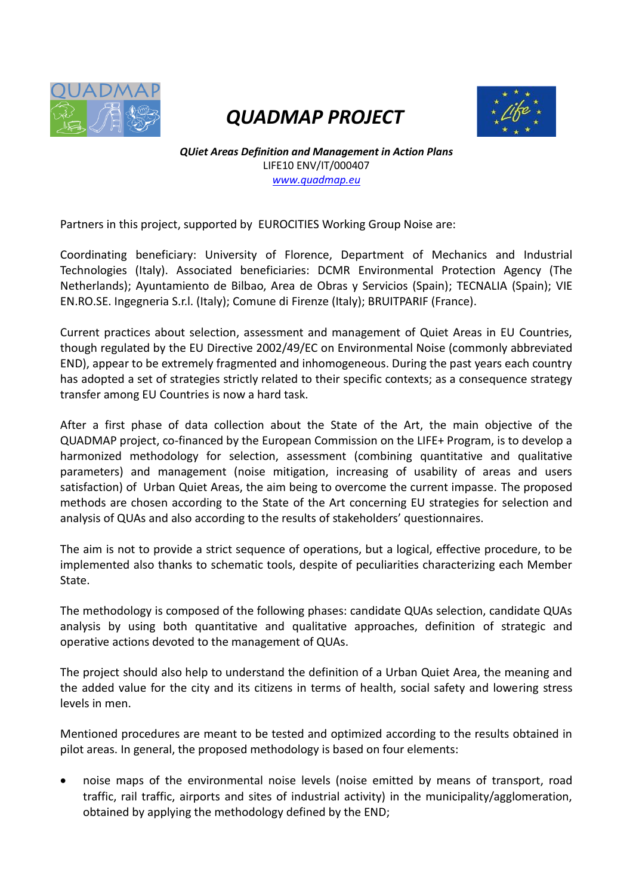# *QUADMAP PROJECT*

***QUiet Areas Definition and Management in Action Plans***
LIFE10 ENV/IT/000407
*www.quadmap.eu*

Partners in this project, supported by EUROCITIES Working Group Noise are:

Coordinating beneficiary: University of Florence, Department of Mechanics and Industrial Technologies (Italy). Associated beneficiaries: DCMR Environmental Protection Agency (The Netherlands); Ayuntamiento de Bilbao, Area de Obras y Servicios (Spain); TECNALIA (Spain); VIE EN.RO.SE. Ingegneria S.r.l. (Italy); Comune di Firenze (Italy); BRUITPARIF (France).

Current practices about selection, assessment and management of Quiet Areas in EU Countries, though regulated by the EU Directive 2002/49/EC on Environmental Noise (commonly abbreviated END), appear to be extremely fragmented and inhomogeneous. During the past years each country has adopted a set of strategies strictly related to their specific contexts; as a consequence strategy transfer among EU Countries is now a hard task.

After a first phase of data collection about the State of the Art, the main objective of the QUADMAP project, co-financed by the European Commission on the LIFE+ Program, is to develop a harmonized methodology for selection, assessment (combining quantitative and qualitative parameters) and management (noise mitigation, increasing of usability of areas and users satisfaction) of Urban Quiet Areas, the aim being to overcome the current impasse. The proposed methods are chosen according to the State of the Art concerning EU strategies for selection and analysis of QUAs and also according to the results of stakeholders' questionnaires.

The aim is not to provide a strict sequence of operations, but a logical, effective procedure, to be implemented also thanks to schematic tools, despite of peculiarities characterizing each Member State.

The methodology is composed of the following phases: candidate QUAs selection, candidate QUAs analysis by using both quantitative and qualitative approaches, definition of strategic and operative actions devoted to the management of QUAs.

The project should also help to understand the definition of a Urban Quiet Area, the meaning and the added value for the city and its citizens in terms of health, social safety and lowering stress levels in men.

Mentioned procedures are meant to be tested and optimized according to the results obtained in pilot areas. In general, the proposed methodology is based on four elements:

- noise maps of the environmental noise levels (noise emitted by means of transport, road traffic, rail traffic, airports and sites of industrial activity) in the municipality/agglomeration, obtained by applying the methodology defined by the END;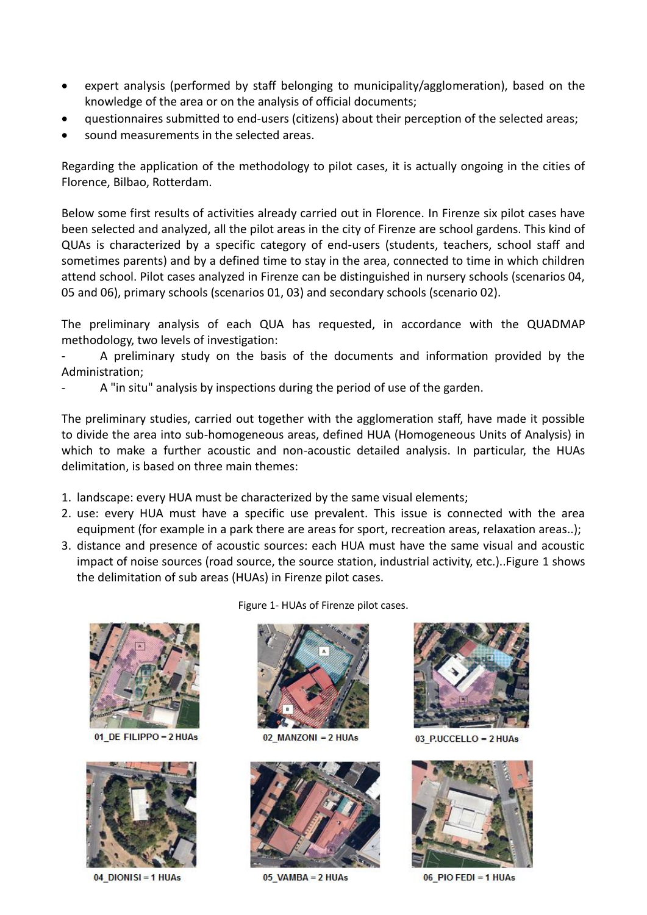- expert analysis (performed by staff belonging to municipality/agglomeration), based on the knowledge of the area or on the analysis of official documents;
- questionnaires submitted to end-users (citizens) about their perception of the selected areas;
- sound measurements in the selected areas.

Regarding the application of the methodology to pilot cases, it is actually ongoing in the cities of Florence, Bilbao, Rotterdam.

Below some first results of activities already carried out in Florence. In Firenze six pilot cases have been selected and analyzed, all the pilot areas in the city of Firenze are school gardens. This kind of QUAs is characterized by a specific category of end-users (students, teachers, school staff and sometimes parents) and by a defined time to stay in the area, connected to time in which children attend school. Pilot cases analyzed in Firenze can be distinguished in nursery schools (scenarios 04, 05 and 06), primary schools (scenarios 01, 03) and secondary schools (scenario 02).

The preliminary analysis of each QUA has requested, in accordance with the QUADMAP methodology, two levels of investigation:

- A preliminary study on the basis of the documents and information provided by the Administration;
- A "in situ" analysis by inspections during the period of use of the garden.

The preliminary studies, carried out together with the agglomeration staff, have made it possible to divide the area into sub-homogeneous areas, defined HUA (Homogeneous Units of Analysis) in which to make a further acoustic and non-acoustic detailed analysis. In particular, the HUAs delimitation, is based on three main themes:

1. landscape: every HUA must be characterized by the same visual elements;
2. use: every HUA must have a specific use prevalent. This issue is connected with the area equipment (for example in a park there are areas for sport, recreation areas, relaxation areas..);
3. distance and presence of acoustic sources: each HUA must have the same visual and acoustic impact of noise sources (road source, the source station, industrial activity, etc.)..Figure 1 shows the delimitation of sub areas (HUAs) in Firenze pilot cases.

Figure 1- HUAs of Firenze pilot cases.

01_DE FILIPPO = 2 HUAs

02_MANZONI = 2 HUAs

03_P.UCCELLO = 2 HUAs

04_DIONISI = 1 HUAs

05_VAMBA = 2 HUAs

06_PIO FEDI = 1 HUAs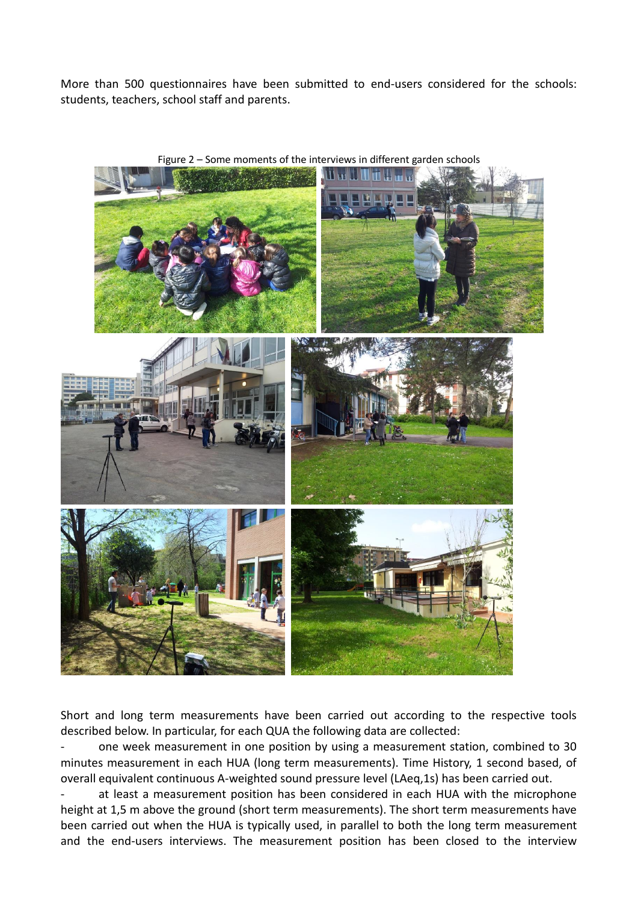More than 500 questionnaires have been submitted to end-users considered for the schools: students, teachers, school staff and parents.

Figure 2 – Some moments of the interviews in different garden schools

Short and long term measurements have been carried out according to the respective tools described below. In particular, for each QUA the following data are collected:

- one week measurement in one position by using a measurement station, combined to 30 minutes measurement in each HUA (long term measurements). Time History, 1 second based, of overall equivalent continuous A-weighted sound pressure level (LAeq,1s) has been carried out.
- at least a measurement position has been considered in each HUA with the microphone height at 1,5 m above the ground (short term measurements). The short term measurements have been carried out when the HUA is typically used, in parallel to both the long term measurement and the end-users interviews. The measurement position has been closed to the interview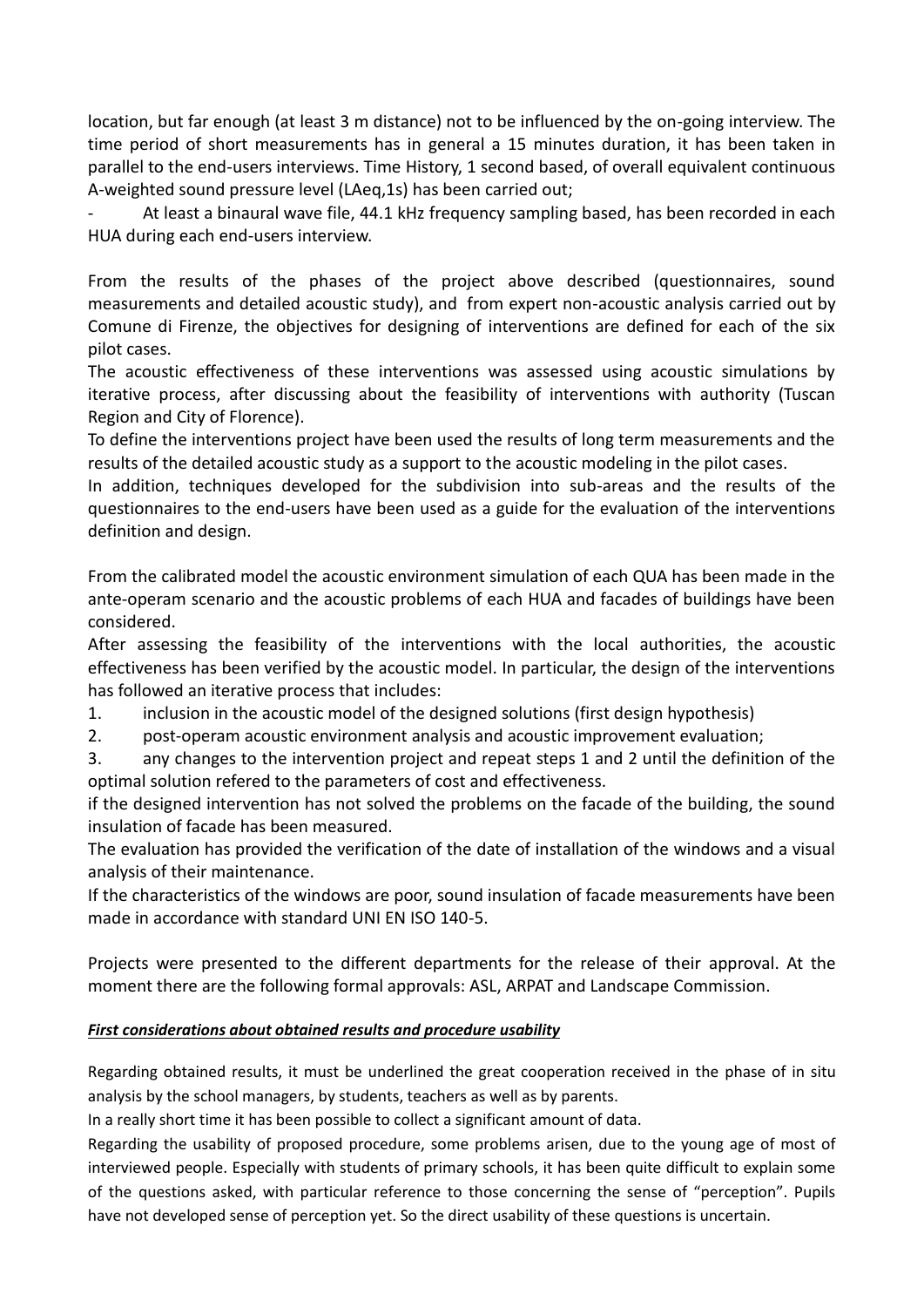location, but far enough (at least 3 m distance) not to be influenced by the on-going interview. The time period of short measurements has in general a 15 minutes duration, it has been taken in parallel to the end-users interviews. Time History, 1 second based, of overall equivalent continuous A-weighted sound pressure level ($L_{Aeq,1s}$) has been carried out;

- At least a binaural wave file, 44.1 kHz frequency sampling based, has been recorded in each HUA during each end-users interview.

From the results of the phases of the project above described (questionnaires, sound measurements and detailed acoustic study), and from expert non-acoustic analysis carried out by Comune di Firenze, the objectives for designing of interventions are defined for each of the six pilot cases.

The acoustic effectiveness of these interventions was assessed using acoustic simulations by iterative process, after discussing about the feasibility of interventions with authority (Tuscan Region and City of Florence).

To define the interventions project have been used the results of long term measurements and the results of the detailed acoustic study as a support to the acoustic modeling in the pilot cases.

In addition, techniques developed for the subdivision into sub-areas and the results of the questionnaires to the end-users have been used as a guide for the evaluation of the interventions definition and design.

From the calibrated model the acoustic environment simulation of each QUA has been made in the ante-operam scenario and the acoustic problems of each HUA and facades of buildings have been considered.

After assessing the feasibility of the interventions with the local authorities, the acoustic effectiveness has been verified by the acoustic model. In particular, the design of the interventions has followed an iterative process that includes:

1. inclusion in the acoustic model of the designed solutions (first design hypothesis)
2. post-operam acoustic environment analysis and acoustic improvement evaluation;
3. any changes to the intervention project and repeat steps 1 and 2 until the definition of the optimal solution refered to the parameters of cost and effectiveness.

if the designed intervention has not solved the problems on the facade of the building, the sound insulation of facade has been measured.

The evaluation has provided the verification of the date of installation of the windows and a visual analysis of their maintenance.

If the characteristics of the windows are poor, sound insulation of facade measurements have been made in accordance with standard UNI EN ISO 140-5.

Projects were presented to the different departments for the release of their approval. At the moment there are the following formal approvals: ASL, ARPAT and Landscape Commission.

***First considerations about obtained results and procedure usability***

Regarding obtained results, it must be underlined the great cooperation received in the phase of in situ analysis by the school managers, by students, teachers as well as by parents.

In a really short time it has been possible to collect a significant amount of data.

Regarding the usability of proposed procedure, some problems arisen, due to the young age of most of interviewed people. Especially with students of primary schools, it has been quite difficult to explain some of the questions asked, with particular reference to those concerning the sense of "perception". Pupils have not developed sense of perception yet. So the direct usability of these questions is uncertain.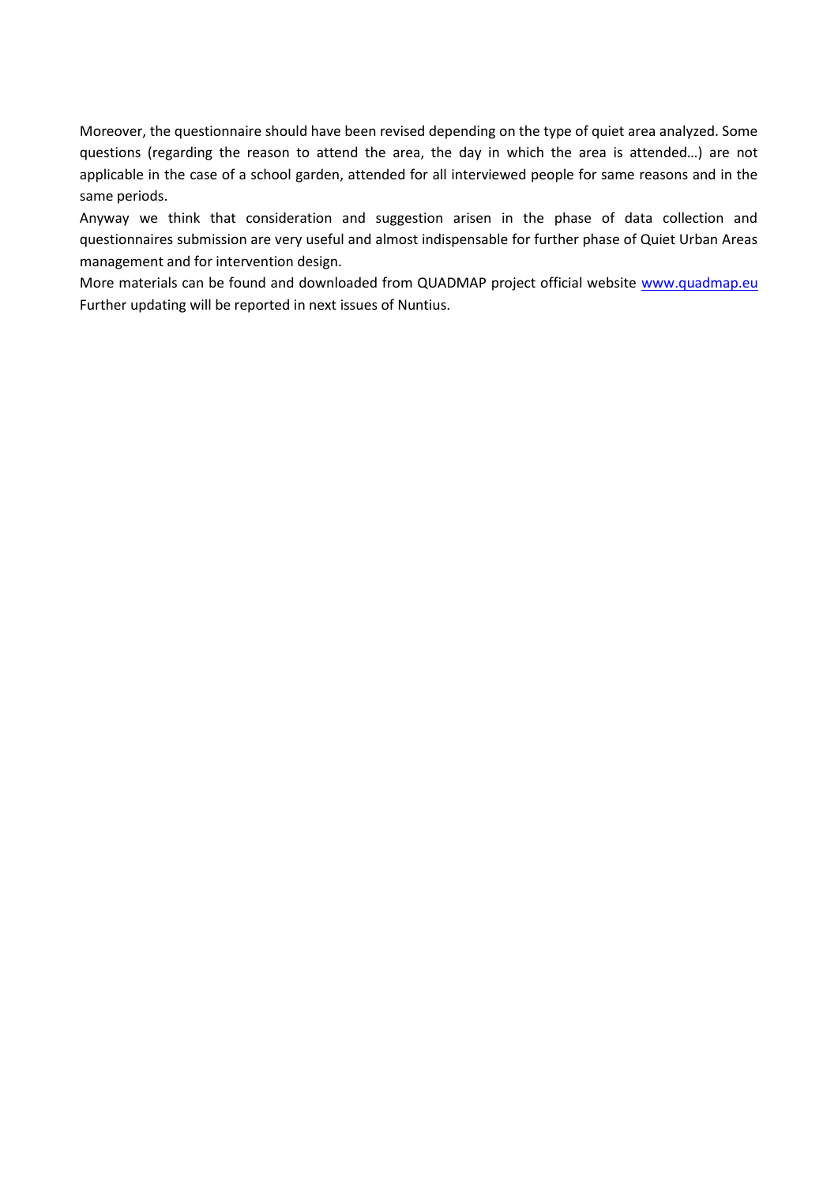Moreover, the questionnaire should have been revised depending on the type of quiet area analyzed. Some questions (regarding the reason to attend the area, the day in which the area is attended…) are not applicable in the case of a school garden, attended for all interviewed people for same reasons and in the same periods.

Anyway we think that consideration and suggestion arisen in the phase of data collection and questionnaires submission are very useful and almost indispensable for further phase of Quiet Urban Areas management and for intervention design.

More materials can be found and downloaded from QUADMAP project official website [www.quadmap.eu](http://www.quadmap.eu)

Further updating will be reported in next issues of Nuntius.